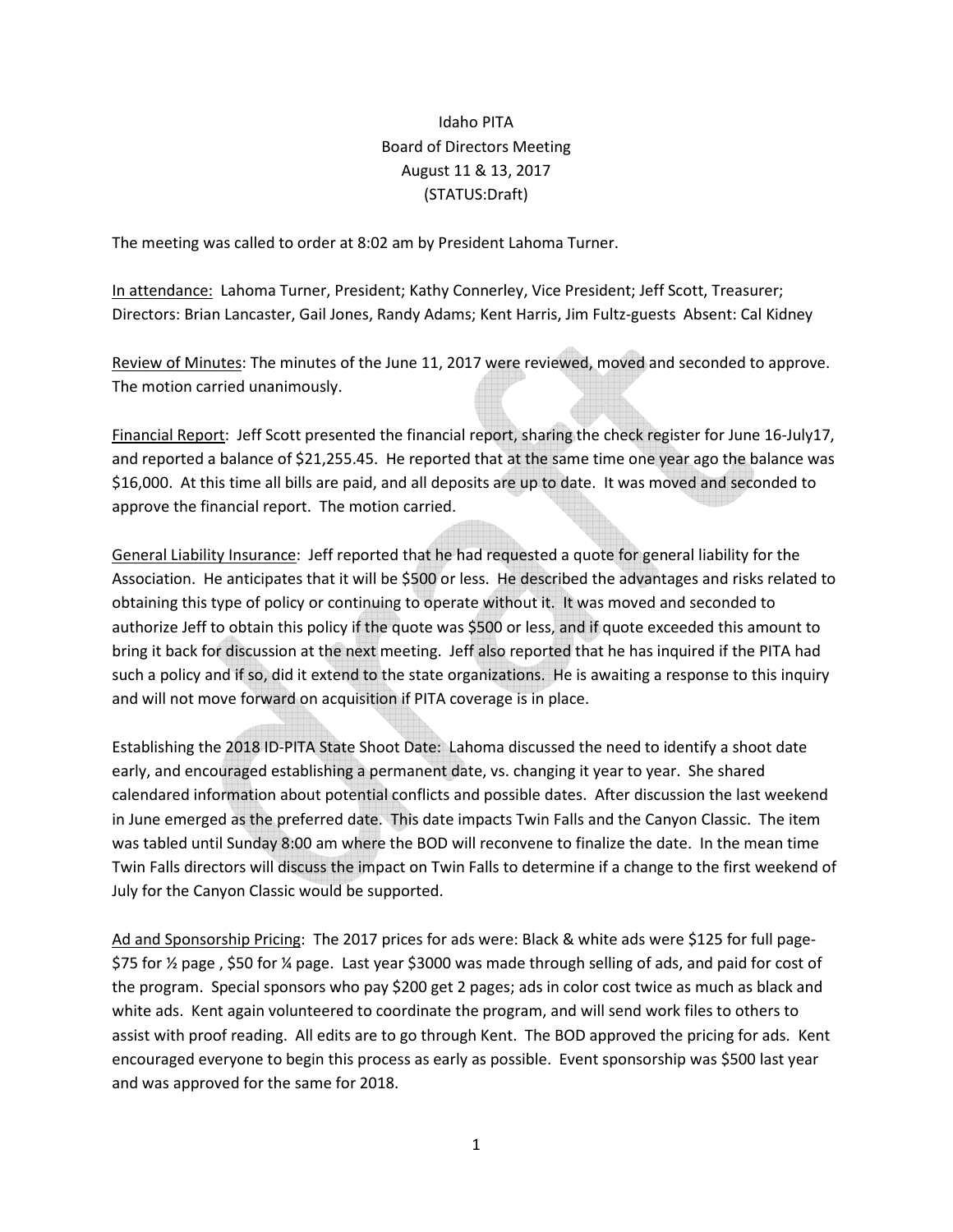Idaho PITA
Board of Directors Meeting
August 11 & 13, 2017
(STATUS:Draft)

The meeting was called to order at 8:02 am by President Lahoma Turner.

In attendance: Lahoma Turner, President; Kathy Connerley, Vice President; Jeff Scott, Treasurer; Directors: Brian Lancaster, Gail Jones, Randy Adams; Kent Harris, Jim Fultz-guests Absent: Cal Kidney

Review of Minutes: The minutes of the June 11, 2017 were reviewed, moved and seconded to approve. The motion carried unanimously.

Financial Report: Jeff Scott presented the financial report, sharing the check register for June 16-July17, and reported a balance of $21,255.45. He reported that at the same time one year ago the balance was $16,000. At this time all bills are paid, and all deposits are up to date. It was moved and seconded to approve the financial report. The motion carried.

General Liability Insurance: Jeff reported that he had requested a quote for general liability for the Association. He anticipates that it will be $500 or less. He described the advantages and risks related to obtaining this type of policy or continuing to operate without it. It was moved and seconded to authorize Jeff to obtain this policy if the quote was $500 or less, and if quote exceeded this amount to bring it back for discussion at the next meeting. Jeff also reported that he has inquired if the PITA had such a policy and if so, did it extend to the state organizations. He is awaiting a response to this inquiry and will not move forward on acquisition if PITA coverage is in place.

Establishing the 2018 ID-PITA State Shoot Date: Lahoma discussed the need to identify a shoot date early, and encouraged establishing a permanent date, vs. changing it year to year. She shared calendared information about potential conflicts and possible dates. After discussion the last weekend in June emerged as the preferred date. This date impacts Twin Falls and the Canyon Classic. The item was tabled until Sunday 8:00 am where the BOD will reconvene to finalize the date. In the mean time Twin Falls directors will discuss the impact on Twin Falls to determine if a change to the first weekend of July for the Canyon Classic would be supported.

Ad and Sponsorship Pricing: The 2017 prices for ads were: Black & white ads were $125 for full page- $75 for ½ page , $50 for ¼ page. Last year $3000 was made through selling of ads, and paid for cost of the program. Special sponsors who pay $200 get 2 pages; ads in color cost twice as much as black and white ads. Kent again volunteered to coordinate the program, and will send work files to others to assist with proof reading. All edits are to go through Kent. The BOD approved the pricing for ads. Kent encouraged everyone to begin this process as early as possible. Event sponsorship was $500 last year and was approved for the same for 2018.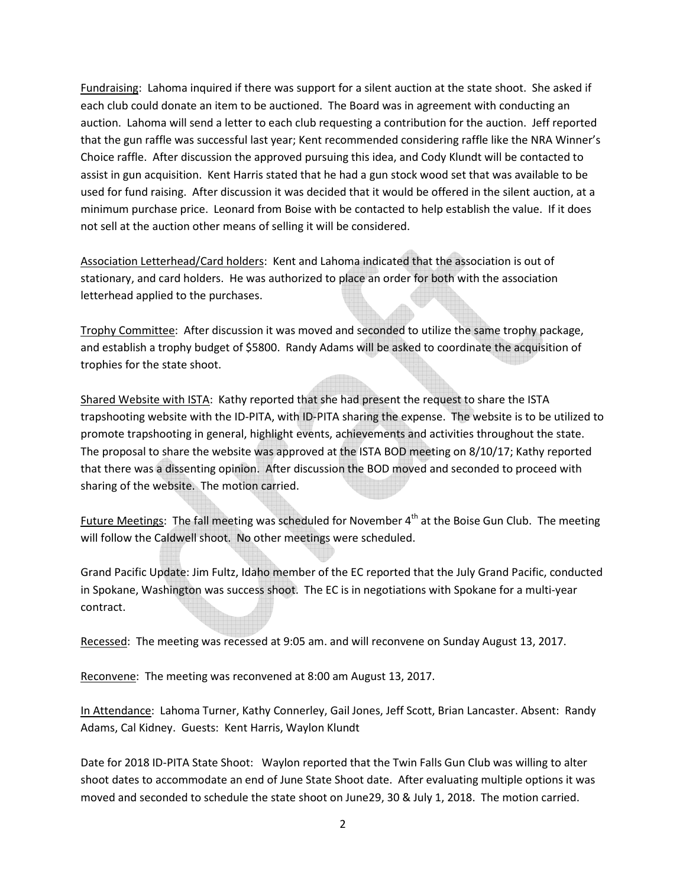Fundraising: Lahoma inquired if there was support for a silent auction at the state shoot. She asked if each club could donate an item to be auctioned. The Board was in agreement with conducting an auction. Lahoma will send a letter to each club requesting a contribution for the auction. Jeff reported that the gun raffle was successful last year; Kent recommended considering raffle like the NRA Winner's Choice raffle. After discussion the approved pursuing this idea, and Cody Klundt will be contacted to assist in gun acquisition. Kent Harris stated that he had a gun stock wood set that was available to be used for fund raising. After discussion it was decided that it would be offered in the silent auction, at a minimum purchase price. Leonard from Boise with be contacted to help establish the value. If it does not sell at the auction other means of selling it will be considered.

Association Letterhead/Card holders: Kent and Lahoma indicated that the association is out of stationary, and card holders. He was authorized to place an order for both with the association letterhead applied to the purchases.

Trophy Committee: After discussion it was moved and seconded to utilize the same trophy package, and establish a trophy budget of $5800. Randy Adams will be asked to coordinate the acquisition of trophies for the state shoot.

Shared Website with ISTA: Kathy reported that she had present the request to share the ISTA trapshooting website with the ID-PITA, with ID-PITA sharing the expense. The website is to be utilized to promote trapshooting in general, highlight events, achievements and activities throughout the state. The proposal to share the website was approved at the ISTA BOD meeting on 8/10/17; Kathy reported that there was a dissenting opinion. After discussion the BOD moved and seconded to proceed with sharing of the website. The motion carried.

Future Meetings: The fall meeting was scheduled for November 4th at the Boise Gun Club. The meeting will follow the Caldwell shoot. No other meetings were scheduled.

Grand Pacific Update: Jim Fultz, Idaho member of the EC reported that the July Grand Pacific, conducted in Spokane, Washington was success shoot. The EC is in negotiations with Spokane for a multi-year contract.

Recessed: The meeting was recessed at 9:05 am. and will reconvene on Sunday August 13, 2017.

Reconvene: The meeting was reconvened at 8:00 am August 13, 2017.

In Attendance: Lahoma Turner, Kathy Connerley, Gail Jones, Jeff Scott, Brian Lancaster. Absent: Randy Adams, Cal Kidney. Guests: Kent Harris, Waylon Klundt

Date for 2018 ID-PITA State Shoot: Waylon reported that the Twin Falls Gun Club was willing to alter shoot dates to accommodate an end of June State Shoot date. After evaluating multiple options it was moved and seconded to schedule the state shoot on June29, 30 & July 1, 2018. The motion carried.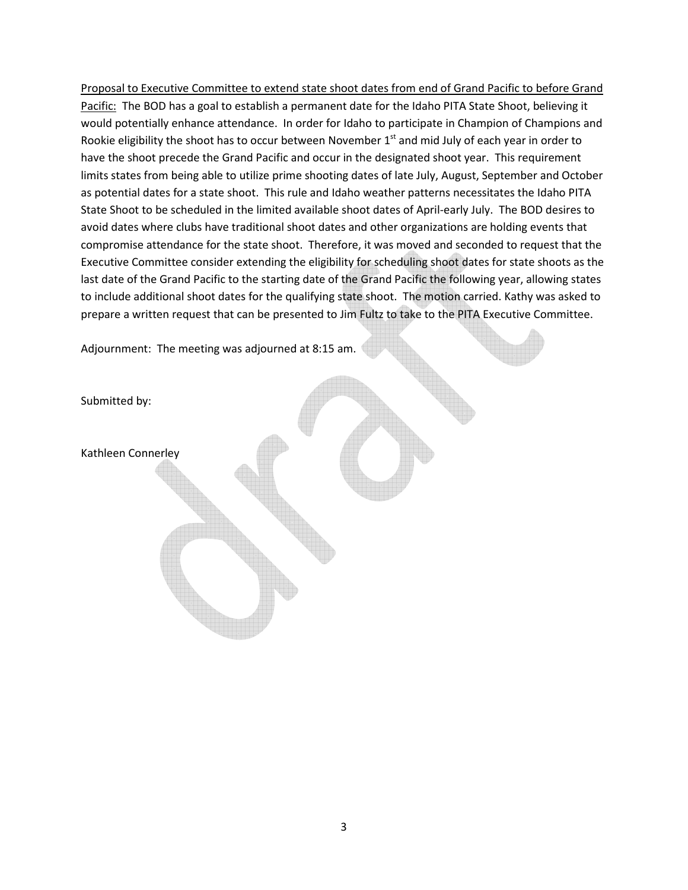<u>Proposal to Executive Committee to extend state shoot dates from end of Grand Pacific to before Grand Pacific:</u> The BOD has a goal to establish a permanent date for the Idaho PITA State Shoot, believing it would potentially enhance attendance. In order for Idaho to participate in Champion of Champions and Rookie eligibility the shoot has to occur between November 1st and mid July of each year in order to have the shoot precede the Grand Pacific and occur in the designated shoot year. This requirement limits states from being able to utilize prime shooting dates of late July, August, September and October as potential dates for a state shoot. This rule and Idaho weather patterns necessitates the Idaho PITA State Shoot to be scheduled in the limited available shoot dates of April-early July. The BOD desires to avoid dates where clubs have traditional shoot dates and other organizations are holding events that compromise attendance for the state shoot. Therefore, it was moved and seconded to request that the Executive Committee consider extending the eligibility for scheduling shoot dates for state shoots as the last date of the Grand Pacific to the starting date of the Grand Pacific the following year, allowing states to include additional shoot dates for the qualifying state shoot. The motion carried. Kathy was asked to prepare a written request that can be presented to Jim Fultz to take to the PITA Executive Committee.

Adjournment: The meeting was adjourned at 8:15 am.

Submitted by:

Kathleen Connerley